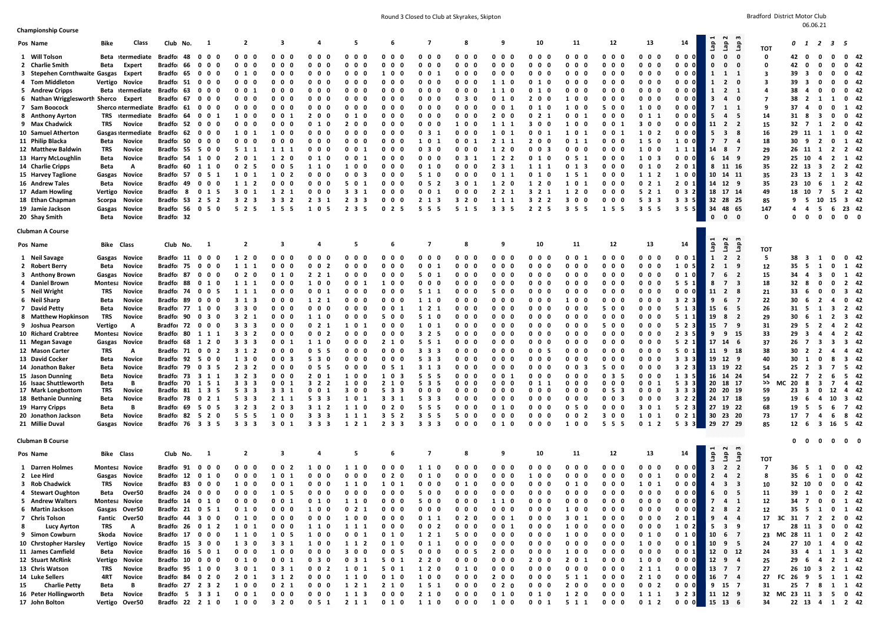Round 3 Closed to Club at Skyrakes, Skipton

Bradford District Motor Club

06.06.21

## Championship Course

| Pos | Name | Bike | Class | Club | No. | 1 | 2 | 3 | 4 | 5 | 6 | 7 | 8 | 9 | 10 | 11 | 12 | 13 | 14 | Lap 1 | Lap 2 | Lap 3 | TOT | | 0 | 1 | 2 | 3 | 5 | |
|---|---|---|---|---|---|---|---|---|---|---|---|---|---|---|---|---|---|---|---|---|---|---|---|---|---|---|---|---|---|---|
| 1 | Will Tolson | Beta | ntermediate | Bradfo | 48 | 0 0 0 | 0 0 0 | 0 0 0 | 0 0 0 | 0 0 0 | 0 0 0 | 0 0 0 | 0 0 0 | 0 0 0 | 0 0 0 | 0 0 0 | 0 0 0 | 0 0 0 | 0 0 0 | 0 | 0 | 0 | 0 | | 42 | 0 | 0 | 0 | 0 | 42 |
| 2 | Charlie Smith | Beta | Expert | Bradfo | 66 | 0 0 0 | 0 0 0 | 0 0 0 | 0 0 0 | 0 0 0 | 0 0 0 | 0 0 0 | 0 0 0 | 0 0 0 | 0 0 0 | 0 0 0 | 0 0 0 | 0 0 0 | 0 0 0 | 0 | 0 | 0 | 0 | | 42 | 0 | 0 | 0 | 0 | 42 |
| 3 | Stephen Cornthwaite | Gasgas | Expert | Bradfo | 65 | 0 0 0 | 0 1 0 | 0 0 0 | 0 0 0 | 0 0 0 | 1 0 0 | 0 0 1 | 0 0 0 | 0 0 0 | 0 0 0 | 0 0 0 | 0 0 0 | 0 0 0 | 0 0 0 | 1 | 1 | 1 | 3 | | 39 | 3 | 0 | 0 | 0 | 42 |
| 4 | Tom Middleton | Vertigo | Novice | Bradfo | 51 | 0 0 0 | 0 0 0 | 0 0 0 | 0 0 0 | 0 0 0 | 0 0 0 | 0 0 0 | 0 0 0 | 1 1 0 | 0 1 0 | 0 0 0 | 0 0 0 | 0 0 0 | 0 0 0 | 1 | 2 | 0 | 3 | | 39 | 3 | 0 | 0 | 0 | 42 |
| 5 | Andrew Cripps | Beta | ntermediate | Bradfo | 63 | 0 0 0 | 0 0 1 | 0 0 0 | 0 0 0 | 0 0 0 | 0 0 0 | 0 0 0 | 0 0 0 | 1 1 0 | 0 1 0 | 0 0 0 | 0 0 0 | 0 0 0 | 0 0 0 | 1 | 2 | 1 | 4 | | 38 | 4 | 0 | 0 | 0 | 42 |
| 6 | Nathan Wrigglesworth | Sherco | Expert | Bradfo | 67 | 0 0 0 | 0 0 0 | 0 0 0 | 0 0 0 | 0 0 0 | 0 0 0 | 0 0 0 | 0 3 0 | 1 1 0 | 2 0 0 | 1 0 0 | 0 0 0 | 0 0 0 | 0 0 0 | 3 | 4 | 0 | 7 | | 38 | 2 | 1 | 1 | 0 | 42 |
| 7 | Sam Boocock | Sherco | ntermediate | Bradfo | 61 | 0 0 0 | 0 0 0 | 0 0 0 | 0 0 0 | 0 0 0 | 0 0 0 | 0 0 0 | 0 0 0 | 0 0 1 | 0 1 0 | 1 0 0 | 5 0 0 | 1 0 0 | 0 0 0 | 7 | 1 | 1 | 9 | | 37 | 4 | 0 | 0 | 1 | 42 |
| 8 | Anthony Ayrton | TRS | ntermediate | Bradfo | 64 | 0 0 1 | 1 0 0 | 0 0 1 | 2 0 0 | 0 1 0 | 0 0 0 | 0 0 0 | 0 0 0 | 2 0 0 | 0 2 1 | 0 0 1 | 0 0 0 | 0 1 1 | 0 0 0 | 5 | 4 | 5 | 14 | | 31 | 8 | 3 | 0 | 0 | 42 |
| 9 | Max Chadwick | TRS | Novice | Bradfo | 52 | 0 0 0 | 0 0 0 | 0 0 0 | 0 1 0 | 2 0 0 | 0 0 0 | 0 0 0 | 1 0 0 | 1 1 1 | 3 0 0 | 1 0 0 | 0 0 1 | 3 0 0 | 0 0 0 | 11 | 2 | 2 | 15 | | 32 | 7 | 1 | 2 | 0 | 42 |
| 10 | Samuel Atherton | Gasgas | ntermediate | Bradfo | 62 | 0 0 0 | 1 0 1 | 1 0 0 | 0 0 0 | 0 0 0 | 0 0 0 | 0 3 1 | 0 0 0 | 1 0 1 | 0 0 1 | 1 0 1 | 0 0 1 | 1 0 2 | 0 0 0 | 5 | 3 | 8 | 16 | | 29 | 11 | 1 | 1 | 0 | 42 |
| 11 | Philip Blacka | Beta | Novice | Bradfo | 50 | 0 0 0 | 0 0 0 | 0 0 0 | 0 0 0 | 0 0 0 | 0 0 0 | 1 0 1 | 0 0 1 | 2 1 1 | 2 0 0 | 0 1 1 | 0 0 0 | 1 5 0 | 1 0 0 | 7 | 7 | 4 | 18 | | 30 | 9 | 2 | 0 | 1 | 42 |
| 12 | Matthew Baldwin | TRS | Novice | Bradfo | 55 | 5 0 0 | 5 1 1 | 1 1 1 | 0 0 0 | 0 0 1 | 0 0 0 | 0 3 0 | 0 0 0 | 1 2 0 | 0 0 3 | 0 0 0 | 0 0 0 | 1 0 0 | 1 1 1 | 14 | 8 | 7 | 29 | | 26 | 11 | 1 | 2 | 2 | 42 |
| 13 | Harry McLoughlin | Beta | Novice | Bradfo | 54 | 1 0 0 | 2 0 1 | 1 2 0 | 0 1 0 | 0 0 1 | 0 0 0 | 0 0 0 | 0 3 1 | 1 2 2 | 0 1 0 | 0 5 1 | 0 0 0 | 1 0 3 | 0 0 0 | 6 | 14 | 9 | 29 | | 25 | 10 | 4 | 2 | 1 | 42 |
| 14 | Charlie Cripps | Beta | A | Bradfo | 60 | 1 1 0 | 0 2 5 | 0 0 5 | 1 1 0 | 1 0 0 | 0 0 0 | 0 1 0 | 0 0 0 | 2 3 1 | 1 1 1 | 0 1 3 | 0 0 0 | 0 1 0 | 2 0 1 | 8 | 11 | 16 | 35 | | 22 | 13 | 3 | 2 | 2 | 42 |
| 15 | Harvey Taglione | Gasgas | Novice | Bradfo | 57 | 0 5 1 | 1 0 1 | 1 0 2 | 0 0 0 | 0 0 3 | 0 0 0 | 5 1 0 | 0 0 0 | 0 1 1 | 0 1 0 | 1 5 1 | 0 0 0 | 1 1 2 | 1 0 0 | 10 | 14 | 11 | 35 | | 23 | 13 | 2 | 1 | 3 | 42 |
| 16 | Andrew Tales | Beta | Novice | Bradfo | 49 | 0 0 0 | 1 1 2 | 0 0 0 | 0 0 0 | 5 0 1 | 0 0 0 | 0 5 2 | 3 0 1 | 1 2 0 | 1 2 0 | 1 0 1 | 0 0 0 | 0 2 1 | 2 0 1 | 14 | 12 | 9 | 35 | | 23 | 10 | 6 | 1 | 2 | 42 |
| 17 | Adam Howling | Vertigo | Novice | Bradfo | 8 | 0 1 5 | 3 0 1 | 1 2 1 | 0 0 0 | 3 3 1 | 0 0 0 | 0 0 1 | 0 0 0 | 2 2 1 | 3 2 1 | 1 2 0 | 0 0 0 | 5 2 1 | 0 3 2 | 18 | 17 | 14 | 49 | | 18 | 10 | 7 | 5 | 2 | 42 |
| 18 | Ethan Chapman | Scorpa | Novice | Bradfo | 53 | 2 5 2 | 3 2 3 | 3 3 2 | 2 3 1 | 2 3 3 | 0 0 0 | 2 1 3 | 3 2 0 | 1 1 1 | 3 2 2 | 3 0 0 | 0 0 0 | 5 3 3 | 3 3 5 | 32 | 28 | 25 | 85 | | 9 | 5 | 10 | 15 | 3 | 42 |
| 19 | Jamie Jackson | Gasgas | Novice | Bradfo | 56 | 0 5 0 | 5 2 5 | 1 5 5 | 1 0 5 | 2 3 5 | 0 2 5 | 5 5 5 | 5 1 5 | 3 3 5 | 2 2 5 | 3 5 5 | 1 5 5 | 3 5 5 | 3 5 5 | 34 | 48 | 65 | 147 | | 4 | 4 | 5 | 6 | 23 | 42 |
| 20 | Shay Smith | Beta | Novice | Bradfo | 32 | | | | | | | | | | | | | | | 0 | 0 | 0 | 0 | | 0 | 0 | 0 | 0 | 0 | 0 |

## Clubman A Course

| Pos | Name | Bike | Class | Club | No. | 1 | 2 | 3 | 4 | 5 | 6 | 7 | 8 | 9 | 10 | 11 | 12 | 13 | 14 | Lap 1 | Lap 2 | Lap 3 | TOT | | 0 | 1 | 2 | 3 | 5 | |
|---|---|---|---|---|---|---|---|---|---|---|---|---|---|---|---|---|---|---|---|---|---|---|---|---|---|---|---|---|---|---|
| 1 | Neil Savage | Gasgas | Novice | Bradfo | 11 | 0 0 0 | 1 2 0 | 0 0 0 | 0 0 0 | 0 0 0 | 0 0 0 | 0 0 0 | 0 0 0 | 0 0 0 | 0 0 0 | 0 0 1 | 0 0 0 | 0 0 0 | 0 0 1 | 1 | 2 | 2 | 5 | | 38 | 3 | 1 | 0 | 0 | 42 |
| 2 | Robert Berry | Beta | Novice | Bradfo | 75 | 0 0 0 | 1 1 1 | 0 0 0 | 0 0 2 | 0 0 0 | 0 0 0 | 0 0 1 | 0 0 0 | 0 0 0 | 0 0 0 | 0 0 0 | 0 0 0 | 0 0 0 | 1 0 5 | 2 | 1 | 9 | 12 | | 35 | 5 | 1 | 0 | 1 | 42 |
| 3 | Anthony Brown | Gasgas | Novice | Bradfo | 87 | 0 0 0 | 0 2 0 | 0 1 0 | 2 2 1 | 0 0 0 | 0 0 0 | 5 0 1 | 0 0 0 | 0 0 0 | 0 0 0 | 0 0 0 | 0 0 0 | 0 0 0 | 0 1 0 | 7 | 6 | 2 | 15 | | 34 | 4 | 3 | 0 | 1 | 42 |
| 4 | Daniel Brown | Montesa | Novice | Bradfo | 88 | 0 1 0 | 1 1 1 | 0 0 0 | 1 0 0 | 0 0 1 | 1 0 0 | 0 0 0 | 0 0 0 | 0 0 0 | 0 0 0 | 0 0 0 | 0 0 0 | 0 0 0 | 5 5 1 | 8 | 7 | 3 | 18 | | 32 | 8 | 0 | 0 | 2 | 42 |
| 5 | Neil Wright | TRS | Novice | Bradfo | 74 | 0 0 5 | 1 1 1 | 0 0 0 | 0 0 1 | 0 0 0 | 0 0 0 | 5 1 1 | 0 0 0 | 5 0 0 | 0 0 0 | 0 0 0 | 0 0 0 | 0 0 0 | 0 0 0 | 11 | 2 | 8 | 21 | | 33 | 6 | 0 | 0 | 3 | 42 |
| 6 | Neil Sharp | Beta | Novice | Bradfo | 89 | 0 0 0 | 3 1 3 | 0 0 0 | 1 2 1 | 0 0 0 | 0 0 0 | 1 1 0 | 0 0 0 | 0 0 0 | 0 0 0 | 1 0 0 | 0 0 0 | 0 0 0 | 3 2 3 | 9 | 6 | 7 | 22 | | 30 | 6 | 2 | 4 | 0 | 42 |
| 7 | David Petty | Beta | Novice | Bradfo | 77 | 1 0 0 | 3 3 0 | 0 0 0 | 0 0 0 | 0 0 0 | 0 0 1 | 1 2 1 | 0 0 0 | 0 0 0 | 0 0 0 | 0 0 0 | 5 0 0 | 0 0 0 | 5 1 3 | 15 | 6 | 5 | 26 | | 31 | 5 | 1 | 3 | 2 | 42 |
| 8 | Matthew Hopkinson | TRS | Novice | Bradfo | 90 | 0 3 0 | 3 2 1 | 0 0 0 | 1 1 0 | 0 0 0 | 5 0 0 | 5 1 0 | 0 0 0 | 0 0 0 | 0 0 0 | 0 0 0 | 0 0 0 | 0 0 0 | 5 1 1 | 19 | 8 | 2 | 29 | | 30 | 6 | 1 | 2 | 3 | 42 |
| 9 | Joshua Pearson | Vertigo | A | Bradfor | 72 | 0 0 0 | 3 3 3 | 0 0 0 | 0 2 1 | 1 0 1 | 0 0 0 | 1 0 1 | 0 0 0 | 0 0 0 | 0 0 0 | 0 0 0 | 5 0 0 | 0 0 0 | 5 2 3 | 15 | 7 | 9 | 31 | | 29 | 5 | 2 | 4 | 2 | 42 |
| 10 | Richard Crabtree | Montesa | Novice | Bradfo | 80 | 1 1 1 | 3 3 2 | 0 0 0 | 0 0 2 | 0 0 0 | 0 0 0 | 3 2 5 | 0 0 0 | 0 0 0 | 0 0 0 | 0 0 0 | 0 0 0 | 0 0 0 | 2 3 5 | 9 | 9 | 15 | 33 | | 29 | 3 | 4 | 4 | 2 | 42 |
| 11 | Megan Savage | Gasgas | Novice | Bradfo | 68 | 1 2 0 | 3 3 3 | 0 0 1 | 1 1 0 | 0 0 0 | 2 1 0 | 5 5 1 | 0 0 0 | 0 0 0 | 0 0 0 | 0 0 0 | 0 0 0 | 0 0 0 | 5 2 1 | 17 | 14 | 6 | 37 | | 26 | 7 | 3 | 3 | 3 | 42 |
| 12 | Mason Carter | TRS | A | Bradfo | 71 | 0 0 2 | 3 1 2 | 0 0 0 | 0 5 5 | 0 0 0 | 0 0 0 | 3 3 3 | 0 0 0 | 0 0 0 | 0 0 5 | 0 0 0 | 0 0 0 | 0 0 0 | 5 0 1 | 11 | 9 | 18 | 38 | | 30 | 2 | 2 | 4 | 4 | 42 |
| 13 | David Cocker | Beta | Novice | Bradfo | 92 | 5 0 0 | 1 3 0 | 0 0 3 | 5 3 0 | 0 0 0 | 0 0 0 | 5 3 3 | 0 0 0 | 0 0 0 | 0 0 0 | 0 0 0 | 0 0 0 | 0 0 0 | 3 3 3 | 19 | 12 | 9 | 40 | | 30 | 1 | 0 | 8 | 3 | 42 |
| 14 | Jonathon Baker | Beta | Novice | Bradfo | 79 | 0 3 5 | 2 3 2 | 0 0 0 | 0 5 5 | 0 0 0 | 0 5 1 | 3 1 3 | 0 0 0 | 0 0 0 | 0 0 0 | 0 0 3 | 5 0 0 | 0 0 0 | 3 2 3 | 13 | 19 | 22 | 54 | | 25 | 2 | 3 | 7 | 5 | 42 |
| 15 | Jason Dunning | Beta | Novice | Bradfo | 73 | 3 1 1 | 3 2 3 | 0 0 0 | 2 0 1 | 1 0 0 | 1 0 3 | 5 5 5 | 0 0 0 | 0 0 1 | 0 0 0 | 0 0 0 | 0 3 5 | 0 0 0 | 1 3 5 | 16 | 14 | 24 | 54 | | 22 | 7 | 2 | 6 | 5 | 42 |
| 16 | Isaac Shuttleworth | Beta | B | Bradfo | 70 | 1 5 1 | 3 3 3 | 0 0 1 | 3 2 2 | 1 0 0 | 2 1 0 | 5 3 5 | 0 0 0 | 0 0 0 | 0 1 1 | 0 0 0 | 0 0 0 | 0 0 1 | 5 3 3 | 20 | 18 | 17 | 55 | MC | 20 | 8 | 3 | 7 | 4 | 42 |
| 17 | Mark Longbottom | TRS | Novice | Bradfo | 81 | 1 3 5 | 5 3 3 | 3 3 1 | 0 0 1 | 3 0 0 | 5 3 3 | 0 0 0 | 0 0 0 | 0 0 0 | 0 0 0 | 0 0 0 | 0 5 3 | 0 0 0 | 3 3 3 | 20 | 20 | 19 | 59 | | 23 | 3 | 0 | 12 | 4 | 42 |
| 18 | Bethanie Dunning | Beta | Novice | Bradfo | 78 | 0 2 1 | 5 3 3 | 2 1 1 | 5 3 3 | 1 0 1 | 3 3 1 | 5 3 3 | 0 0 0 | 0 0 0 | 0 0 0 | 0 0 0 | 0 0 3 | 0 0 0 | 3 2 2 | 24 | 17 | 18 | 59 | | 19 | 6 | 4 | 10 | 3 | 42 |
| 19 | Harry Cripps | Beta | B | Bradfo | 69 | 5 0 5 | 3 2 3 | 2 0 3 | 3 1 2 | 1 1 0 | 0 2 0 | 5 5 5 | 0 0 0 | 0 1 0 | 0 0 0 | 0 5 0 | 0 0 0 | 3 0 1 | 5 2 3 | 27 | 19 | 22 | 68 | | 19 | 5 | 5 | 6 | 7 | 42 |
| 20 | Jonathan Jackson | Beta | Novice | Bradfo | 82 | 5 2 0 | 5 5 5 | 1 0 0 | 3 3 3 | 1 1 1 | 3 5 2 | 3 5 5 | 5 0 0 | 0 0 0 | 0 0 0 | 0 0 2 | 3 0 0 | 1 0 1 | 0 2 1 | 30 | 23 | 20 | 73 | | 17 | 7 | 4 | 6 | 8 | 42 |
| 21 | Millie Duval | Gasgas | Novice | Bradfo | 76 | 3 3 5 | 3 3 3 | 3 0 1 | 3 3 3 | 1 2 1 | 2 3 3 | 3 3 3 | 0 0 0 | 0 1 0 | 0 0 0 | 1 0 0 | 5 5 5 | 0 1 2 | 5 3 3 | 29 | 27 | 29 | 85 | | 12 | 6 | 3 | 16 | 5 | 42 |

0 0 0 0 0 0

## Clubman B Course

| Pos | Name | Bike | Class | Club | No. | 1 | 2 | 3 | 4 | 5 | 6 | 7 | 8 | 9 | 10 | 11 | 12 | 13 | 14 | Lap 1 | Lap 2 | Lap 3 | TOT | | 0 | 1 | 2 | 3 | 5 | |
|---|---|---|---|---|---|---|---|---|---|---|---|---|---|---|---|---|---|---|---|---|---|---|---|---|---|---|---|---|---|---|
| 1 | Darren Holmes | Montesa | Novice | Bradfo | 91 | 0 0 0 | 0 0 0 | 0 0 2 | 1 0 0 | 1 1 0 | 0 0 0 | 1 1 0 | 0 0 0 | 0 0 0 | 0 0 0 | 0 0 0 | 0 0 0 | 0 0 0 | 0 0 0 | 3 | 2 | 2 | 7 | | 36 | 5 | 1 | 0 | 0 | 42 |
| 2 | Lee Hird | Gasgas | Novice | Bradfo | 12 | 0 1 0 | 0 0 0 | 1 0 1 | 0 0 0 | 0 0 0 | 0 2 0 | 0 1 0 | 0 0 0 | 0 0 0 | 1 0 0 | 0 0 0 | 0 0 0 | 0 0 1 | 0 0 0 | 2 | 4 | 2 | 8 | | 35 | 6 | 1 | 0 | 0 | 42 |
| 3 | Rob Chadwick | TRS | Novice | Bradfo | 83 | 0 0 0 | 1 0 0 | 0 0 1 | 0 0 0 | 1 1 0 | 1 0 1 | 0 0 0 | 0 1 0 | 0 0 0 | 0 0 0 | 0 1 0 | 0 0 0 | 1 0 1 | 0 0 0 | 4 | 3 | 3 | 10 | | 32 | 10 | 0 | 0 | 0 | 42 |
| 4 | Stewart Oughton | Beta | Over50 | Bradfo | 24 | 0 0 0 | 0 0 0 | 1 0 5 | 0 0 0 | 0 0 0 | 0 0 0 | 5 0 0 | 0 0 0 | 0 0 0 | 0 0 0 | 0 0 0 | 0 0 0 | 0 0 0 | 0 0 0 | 6 | 0 | 5 | 11 | | 39 | 1 | 0 | 0 | 2 | 42 |
| 5 | Andrew Walters | Montesa | Novice | Bradfo | 14 | 0 1 0 | 0 0 0 | 0 0 1 | 0 1 0 | 1 1 0 | 0 0 0 | 5 0 0 | 0 0 0 | 1 1 0 | 0 0 0 | 0 0 0 | 0 0 0 | 0 0 0 | 0 0 0 | 7 | 4 | 1 | 12 | | 34 | 7 | 0 | 0 | 1 | 42 |
| 6 | Martin Jackson | Gasgas | Over50 | Bradfo | 21 | 0 5 1 | 0 1 0 | 0 0 0 | 1 0 0 | 0 2 1 | 0 0 0 | 0 0 0 | 0 0 0 | 0 0 0 | 0 0 0 | 1 0 0 | 0 0 0 | 0 0 0 | 0 0 0 | 2 | 8 | 2 | 12 | | 35 | 5 | 1 | 0 | 1 | 42 |
| 7 | Chris Tolson | Fantic | Over50 | Bradfo | 44 | 3 0 0 | 0 1 0 | 0 0 0 | 0 0 0 | 1 0 0 | 0 0 0 | 0 1 1 | 0 2 0 | 0 0 1 | 0 0 0 | 3 0 1 | 0 0 0 | 0 0 0 | 2 0 1 | 9 | 4 | 4 | 17 | 3C | 31 | 7 | 2 | 2 | 0 | 42 |
| 8 | Lucy Ayrton | TRS | A | Bradfo | 26 | 0 1 2 | 1 0 1 | 0 0 0 | 1 1 0 | 1 1 1 | 0 0 0 | 0 0 2 | 0 0 0 | 0 0 1 | 0 0 0 | 1 0 0 | 0 0 0 | 0 0 0 | 1 0 2 | 5 | 3 | 9 | 17 | | 28 | 11 | 3 | 0 | 0 | 42 |
| 9 | Simon Cowburn | Skoda | Novice | Bradfo | 17 | 0 0 0 | 1 1 0 | 1 0 5 | 1 0 0 | 0 0 1 | 0 1 0 | 1 2 1 | 5 0 0 | 0 0 0 | 0 0 0 | 0 0 0 | 0 0 0 | 0 1 0 | 0 1 0 | 10 | 6 | 7 | 23 | MC | 28 | 11 | 1 | 0 | 2 | 42 |
| 10 | Chrstopher Harsley | Vertigo | Novice | Bradfo | 15 | 3 0 0 | 1 3 0 | 3 3 1 | 1 0 0 | 1 1 2 | 0 1 0 | 0 1 1 | 0 0 0 | 0 0 0 | 0 0 0 | 0 0 0 | 0 0 0 | 1 0 0 | 0 0 1 | 10 | 9 | 5 | 24 | | 27 | 10 | 1 | 4 | 0 | 42 |
| 11 | James Camfield | Beta | Novice | Bradfo | 16 | 5 0 1 | 0 0 0 | 1 0 0 | 0 0 0 | 3 0 0 | 0 0 5 | 0 0 0 | 0 0 5 | 2 0 0 | 0 0 0 | 1 0 0 | 0 0 0 | 0 0 0 | 0 0 1 | 12 | 0 | 12 | 24 | | 33 | 4 | 1 | 1 | 3 | 42 |
| 12 | Stuart McRink | Vertigo | Novice | Bradfo | 10 | 0 0 0 | 0 1 0 | 0 0 1 | 0 3 0 | 0 3 1 | 5 0 1 | 2 2 0 | 0 0 0 | 0 0 0 | 2 0 0 | 2 0 1 | 0 0 0 | 1 0 0 | 0 0 0 | 12 | 9 | 4 | 25 | | 29 | 6 | 4 | 2 | 1 | 42 |
| 13 | Chris Watson | TRS | Novice | Bradfo | 95 | 1 0 0 | 3 0 1 | 0 3 1 | 0 0 2 | 1 0 1 | 5 0 1 | 1 2 0 | 0 1 0 | 0 0 0 | 0 0 0 | 0 0 0 | 0 0 0 | 2 1 1 | 0 0 0 | 13 | 7 | 7 | 27 | | 26 | 10 | 3 | 2 | 1 | 42 |
| 14 | Luke Sellers | 4RT | Novice | Bradfo | 84 | 0 2 0 | 2 0 1 | 3 1 2 | 0 0 0 | 1 1 0 | 0 1 0 | 1 0 0 | 0 0 0 | 2 0 0 | 0 0 0 | 5 1 1 | 0 0 0 | 2 1 0 | 0 0 0 | 16 | 7 | 4 | 27 | FC | 26 | 9 | 5 | 1 | 1 | 42 |
| 15 | Charlie Petty | Beta | B | Bradfo | 27 | 2 3 2 | 1 0 0 | 0 2 1 | 0 0 0 | 1 2 1 | 2 1 0 | 1 5 1 | 0 0 0 | 0 2 0 | 0 0 0 | 2 0 0 | 0 0 0 | 0 0 2 | 0 0 0 | 9 | 15 | 7 | 31 | | 25 | 7 | 8 | 1 | 1 | 42 |
| 16 | Peter Hollingworth | Beta | Novice | Bradfo | 5 | 3 3 1 | 0 0 1 | 0 0 0 | 0 0 0 | 1 1 3 | 0 0 0 | 2 1 0 | 0 0 0 | 0 1 0 | 0 1 0 | 1 2 0 | 0 0 0 | 1 1 1 | 3 2 3 | 11 | 12 | 9 | 32 | MC | 23 | 11 | 3 | 5 | 0 | 42 |
| 17 | John Bolton | Vertigo | Over50 | Bradfo | 22 | 2 1 0 | 1 0 0 | 3 2 0 | 0 5 1 | 2 1 1 | 0 1 0 | 1 1 0 | 0 0 0 | 1 0 0 | 0 0 1 | 5 1 1 | 0 0 0 | 0 1 2 | 0 0 0 | 15 | 13 | 6 | 34 | | 22 | 13 | 4 | 1 | 2 | 42 |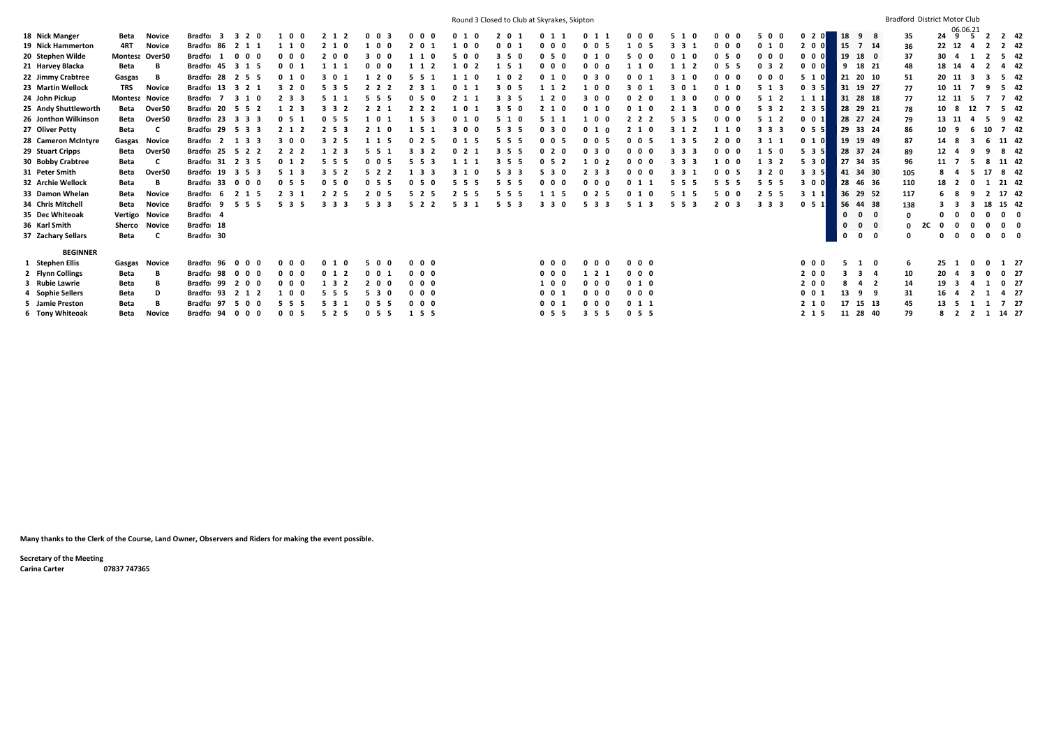Round 3 Closed to Club at Skyrakes, Skipton

Bradford District Motor Club

06.06.21

| | | | | | | | | | | | | | | | | | | | | | | | | | | | | | |
|---|---|---|---|---|---|---|---|---|---|---|---|---|---|---|---|---|---|---|---|---|---|---|---|---|---|---|---|---|---|
| 18 | Nick Manger | Beta | Novice | Bradfo | 3 | 3 2 0 | 1 0 0 | 2 1 2 | 0 0 3 | 0 0 0 | 0 1 0 | 2 0 1 | 0 1 1 | 0 1 1 | 0 0 0 | 5 1 0 | 0 0 0 | 5 0 0 | 0 2 0 | 18 9 8 | 35 | 24 | 9 | 5 | 2 | 2 | 42 | | |
| 19 | Nick Hammerton | 4RT | Novice | Bradfo | 86 | 2 1 1 | 1 1 0 | 2 1 0 | 1 0 0 | 2 0 1 | 1 0 0 | 0 0 1 | 0 0 0 | 0 0 5 | 1 0 5 | 3 3 1 | 0 0 0 | 0 1 0 | 2 0 0 | 15 7 14 | 36 | 22 | 12 | 4 | 2 | 2 | 42 | | |
| 20 | Stephen Wilde | Montesa | Over50 | Bradfo | 1 | 0 0 0 | 0 0 0 | 2 0 0 | 3 0 0 | 1 1 0 | 5 0 0 | 3 5 0 | 0 5 0 | 0 1 0 | 5 0 0 | 0 1 0 | 0 5 0 | 0 0 0 | 0 0 0 | 19 18 0 | 37 | 30 | 4 | 1 | 2 | 5 | 42 | | |
| 21 | Harvey Blacka | Beta | B | Bradfo | 45 | 3 1 5 | 0 0 1 | 1 1 1 | 0 0 0 | 1 1 2 | 1 0 2 | 1 5 1 | 0 0 0 | 0 0 0 | 1 1 0 | 1 1 2 | 0 5 5 | 0 3 2 | 0 0 0 | 9 18 21 | 48 | 18 | 14 | 4 | 2 | 4 | 42 | | |
| 22 | Jimmy Crabtree | Gasgas | B | Bradfo | 28 | 2 5 5 | 0 1 0 | 3 0 1 | 1 2 0 | 5 5 1 | 1 1 0 | 1 0 2 | 0 1 0 | 0 3 0 | 0 0 1 | 3 1 0 | 0 0 0 | 0 0 0 | 5 1 0 | 21 20 10 | 51 | 20 | 11 | 3 | 3 | 5 | 42 | | |
| 23 | Martin Wellock | TRS | Novice | Bradfo | 13 | 3 2 1 | 3 2 0 | 5 3 5 | 2 2 2 | 2 3 1 | 0 1 1 | 3 0 5 | 1 1 2 | 1 0 0 | 3 0 1 | 3 0 1 | 0 1 0 | 5 1 3 | 0 3 5 | 31 19 27 | 77 | 10 | 11 | 7 | 9 | 5 | 42 | | |
| 24 | John Pickup | Montesa | Novice | Bradfo | 7 | 3 1 0 | 2 3 3 | 5 1 1 | 5 5 5 | 0 5 0 | 2 1 1 | 3 3 5 | 1 2 0 | 3 0 0 | 0 2 0 | 1 3 0 | 0 0 0 | 5 1 2 | 1 1 1 | 31 28 18 | 77 | 12 | 11 | 5 | 7 | 7 | 42 | | |
| 25 | Andy Shuttleworth | Beta | Over50 | Bradfo | 20 | 5 5 2 | 1 2 3 | 3 3 2 | 2 2 1 | 2 2 2 | 1 0 1 | 3 5 0 | 2 1 0 | 0 1 0 | 0 1 0 | 2 1 3 | 0 0 0 | 5 3 2 | 2 3 5 | 28 29 21 | 78 | 10 | 8 | 12 | 7 | 5 | 42 | | |
| 26 | Jonthon Wilkinson | Beta | Over50 | Bradfo | 23 | 3 3 3 | 0 5 1 | 0 5 5 | 1 0 1 | 1 5 3 | 0 1 0 | 5 1 0 | 5 1 1 | 1 0 0 | 2 2 2 | 5 3 5 | 0 0 0 | 5 1 2 | 0 0 1 | 28 27 24 | 79 | 13 | 11 | 4 | 5 | 9 | 42 | | |
| 27 | Oliver Petty | Beta | C | Bradfo | 29 | 5 3 3 | 2 1 2 | 2 5 3 | 2 1 0 | 1 5 1 | 3 0 0 | 5 3 5 | 0 3 0 | 0 1 0 | 2 1 0 | 3 1 2 | 1 1 0 | 3 3 3 | 0 5 5 | 29 33 24 | 86 | 10 | 9 | 6 | 10 | 7 | 42 | | |
| 28 | Cameron McIntyre | Gasgas | Novice | Bradfo | 2 | 1 3 3 | 3 0 0 | 3 2 5 | 1 1 5 | 0 2 5 | 0 1 5 | 5 5 5 | 0 0 5 | 0 0 5 | 0 0 5 | 1 3 5 | 2 0 0 | 3 1 1 | 0 1 0 | 19 19 49 | 87 | 14 | 8 | 3 | 6 | 11 | 42 | | |
| 29 | Stuart Cripps | Beta | Over50 | Bradfo | 25 | 5 2 2 | 2 2 2 | 1 2 3 | 5 5 1 | 3 3 2 | 0 2 1 | 3 5 5 | 0 2 0 | 0 3 0 | 0 0 0 | 3 3 3 | 0 0 0 | 1 5 0 | 5 3 5 | 28 37 24 | 89 | 12 | 4 | 9 | 9 | 8 | 42 | | |
| 30 | Bobby Crabtree | Beta | C | Bradfo | 31 | 2 3 5 | 0 1 2 | 5 5 5 | 0 0 5 | 5 5 3 | 1 1 1 | 3 5 5 | 0 5 2 | 1 0 2 | 0 0 0 | 3 3 3 | 1 0 0 | 1 3 2 | 5 3 0 | 27 34 35 | 96 | 11 | 7 | 5 | 8 | 11 | 42 | | |
| 31 | Peter Smith | Beta | Over50 | Bradfo | 19 | 3 5 3 | 5 1 3 | 3 5 2 | 5 2 2 | 1 3 3 | 3 1 0 | 5 3 3 | 5 3 0 | 2 3 3 | 0 0 0 | 3 3 1 | 0 0 5 | 3 2 0 | 3 3 5 | 41 34 30 | 105 | 8 | 4 | 5 | 17 | 8 | 42 | | |
| 32 | Archie Wellock | Beta | B | Bradfo | 33 | 0 0 0 | 0 5 5 | 0 5 0 | 0 5 5 | 0 5 0 | 5 5 5 | 5 5 5 | 0 0 0 | 0 0 0 | 0 1 1 | 5 5 5 | 5 5 5 | 5 5 5 | 3 0 0 | 28 46 36 | 110 | 18 | 2 | 0 | 1 | 21 | 42 | | |
| 33 | Damon Whelan | Beta | Novice | Bradfo | 6 | 2 1 5 | 2 3 1 | 2 2 5 | 2 0 5 | 5 2 5 | 2 5 5 | 5 5 5 | 1 1 5 | 0 2 5 | 0 1 0 | 5 1 5 | 5 0 0 | 2 5 5 | 3 1 1 | 36 29 52 | 117 | 6 | 8 | 9 | 2 | 17 | 42 | | |
| 34 | Chris Mitchell | Beta | Novice | Bradfo | 9 | 5 5 5 | 5 3 5 | 3 3 3 | 5 3 3 | 5 2 2 | 5 3 1 | 5 5 3 | 3 3 0 | 5 3 3 | 5 1 3 | 5 5 3 | 2 0 3 | 3 3 3 | 0 5 1 | 56 44 38 | 138 | 3 | 3 | 3 | 18 | 15 | 42 | | |
| 35 | Dec Whiteoak | Vertigo | Novice | Bradfo | 4 | | | | | | | | | | | | | | | 0 0 0 | 0 | 0 | 0 | 0 | 0 | 0 | 0 | | |
| 36 | Karl Smith | Sherco | Novice | Bradfo | 18 | | | | | | | | | | | | | | | 0 0 0 | 0 2C | 0 | 0 | 0 | 0 | 0 | 0 | | |
| 37 | Zachary Sellars | Beta | C | Bradfo | 30 | | | | | | | | | | | | | | | 0 0 0 | 0 | 0 | 0 | 0 | 0 | 0 | 0 | | |
| | **BEGINNER** | | | | | | | | | | | | | | | | | | | | | | | | | | | | |
| 1 | Stephen Ellis | Gasgas | Novice | Bradfo | 96 | 0 0 0 | 0 0 0 | 0 1 0 | 5 0 0 | 0 0 0 | | | 0 0 0 | 0 0 0 | 0 0 0 | | | | 0 0 0 | 5 1 0 | 6 | 25 | 1 | 0 | 0 | 1 | 27 | | |
| 2 | Flynn Collings | Beta | B | Bradfo | 98 | 0 0 0 | 0 0 0 | 0 1 2 | 0 0 1 | 0 0 0 | | | 0 0 0 | 1 2 1 | 0 0 0 | | | | 2 0 0 | 3 3 4 | 10 | 20 | 4 | 3 | 0 | 0 | 27 | | |
| 3 | Rubie Lawrie | Beta | B | Bradfo | 99 | 2 0 0 | 0 0 0 | 1 3 2 | 2 0 0 | 0 0 0 | | | 1 0 0 | 0 0 0 | 0 1 0 | | | | 2 0 0 | 8 4 2 | 14 | 19 | 3 | 4 | 1 | 0 | 27 | | |
| 4 | Sophie Sellers | Beta | D | Bradfo | 93 | 2 1 2 | 1 0 0 | 5 5 5 | 5 3 0 | 0 0 0 | | | 0 0 1 | 0 0 0 | 0 0 0 | | | | 0 0 1 | 13 9 9 | 31 | 16 | 4 | 2 | 1 | 4 | 27 | | |
| 5 | Jamie Preston | Beta | B | Bradfo | 97 | 5 0 0 | 5 5 5 | 5 3 1 | 0 5 5 | 0 0 0 | | | 0 0 1 | 0 0 0 | 0 1 1 | | | | 2 1 0 | 17 15 13 | 45 | 13 | 5 | 1 | 1 | 7 | 27 | | |
| 6 | Tony Whiteoak | Beta | Novice | Bradfo | 94 | 0 0 0 | 0 0 5 | 5 2 5 | 0 5 5 | 1 5 5 | | | 0 5 5 | 3 5 5 | 0 5 5 | | | | 2 1 5 | 11 28 40 | 79 | 8 | 2 | 2 | 1 | 14 | 27 | | |

**Many thanks to the Clerk of the Course, Land Owner, Observers and Riders for making the event possible.**

**Secretary of the Meeting**
**Carina Carter** **07837 747365**